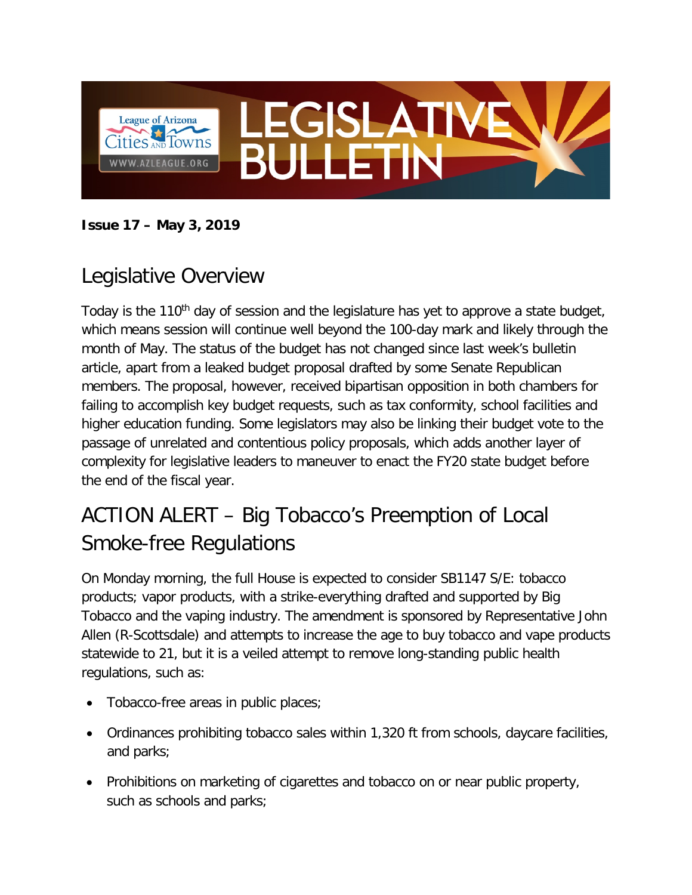# LEGISLATIVE BULLETIN

**Issue 17 – May 3, 2019**

## Legislative Overview

Today is the 110th day of session and the legislature has yet to approve a state budget, which means session will continue well beyond the 100-day mark and likely through the month of May. The status of the budget has not changed since last week's bulletin article, apart from a leaked budget proposal drafted by some Senate Republican members. The proposal, however, received bipartisan opposition in both chambers for failing to accomplish key budget requests, such as tax conformity, school facilities and higher education funding. Some legislators may also be linking their budget vote to the passage of unrelated and contentious policy proposals, which adds another layer of complexity for legislative leaders to maneuver to enact the FY20 state budget before the end of the fiscal year.

## ACTION ALERT – Big Tobacco's Preemption of Local Smoke-free Regulations

On Monday morning, the full House is expected to consider SB1147 S/E: tobacco products; vapor products, with a strike-everything drafted and supported by Big Tobacco and the vaping industry. The amendment is sponsored by Representative John Allen (R-Scottsdale) and attempts to increase the age to buy tobacco and vape products statewide to 21, but it is a veiled attempt to remove long-standing public health regulations, such as:

- Tobacco-free areas in public places;
- Ordinances prohibiting tobacco sales within 1,320 ft from schools, daycare facilities, and parks;
- Prohibitions on marketing of cigarettes and tobacco on or near public property, such as schools and parks;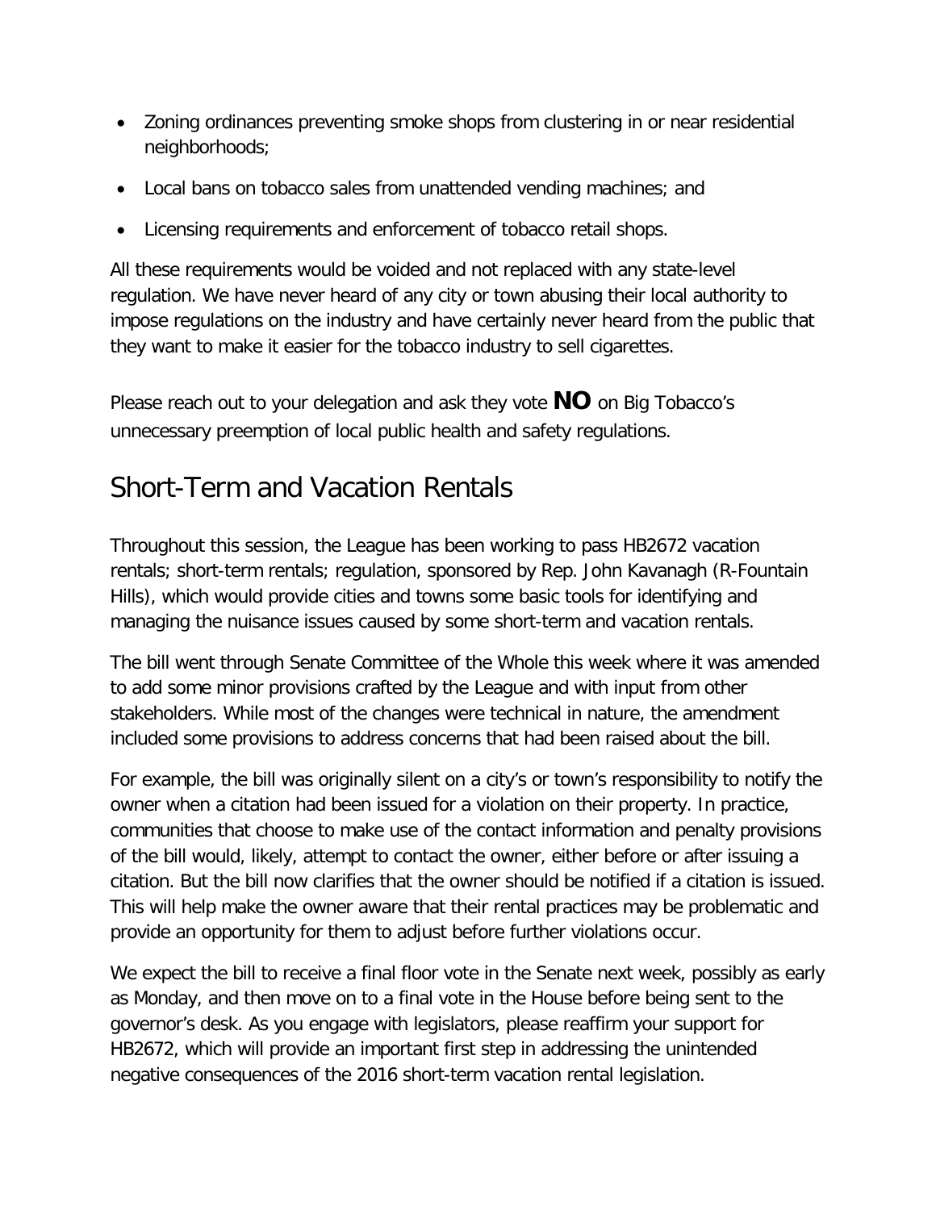- Zoning ordinances preventing smoke shops from clustering in or near residential neighborhoods;
- Local bans on tobacco sales from unattended vending machines; and
- Licensing requirements and enforcement of tobacco retail shops.

All these requirements would be voided and not replaced with any state-level regulation. We have never heard of any city or town abusing their local authority to impose regulations on the industry and have certainly never heard from the public that they want to make it easier for the tobacco industry to sell cigarettes.

Please reach out to your delegation and ask they vote **NO** on Big Tobacco's unnecessary preemption of local public health and safety regulations.

## Short-Term and Vacation Rentals

Throughout this session, the League has been working to pass HB2672 vacation rentals; short-term rentals; regulation, sponsored by Rep. John Kavanagh (R-Fountain Hills), which would provide cities and towns some basic tools for identifying and managing the nuisance issues caused by some short-term and vacation rentals.

The bill went through Senate Committee of the Whole this week where it was amended to add some minor provisions crafted by the League and with input from other stakeholders. While most of the changes were technical in nature, the amendment included some provisions to address concerns that had been raised about the bill.

For example, the bill was originally silent on a city's or town's responsibility to notify the owner when a citation had been issued for a violation on their property. In practice, communities that choose to make use of the contact information and penalty provisions of the bill would, likely, attempt to contact the owner, either before or after issuing a citation. But the bill now clarifies that the owner should be notified if a citation is issued. This will help make the owner aware that their rental practices may be problematic and provide an opportunity for them to adjust before further violations occur.

We expect the bill to receive a final floor vote in the Senate next week, possibly as early as Monday, and then move on to a final vote in the House before being sent to the governor's desk. As you engage with legislators, please reaffirm your support for HB2672, which will provide an important first step in addressing the unintended negative consequences of the 2016 short-term vacation rental legislation.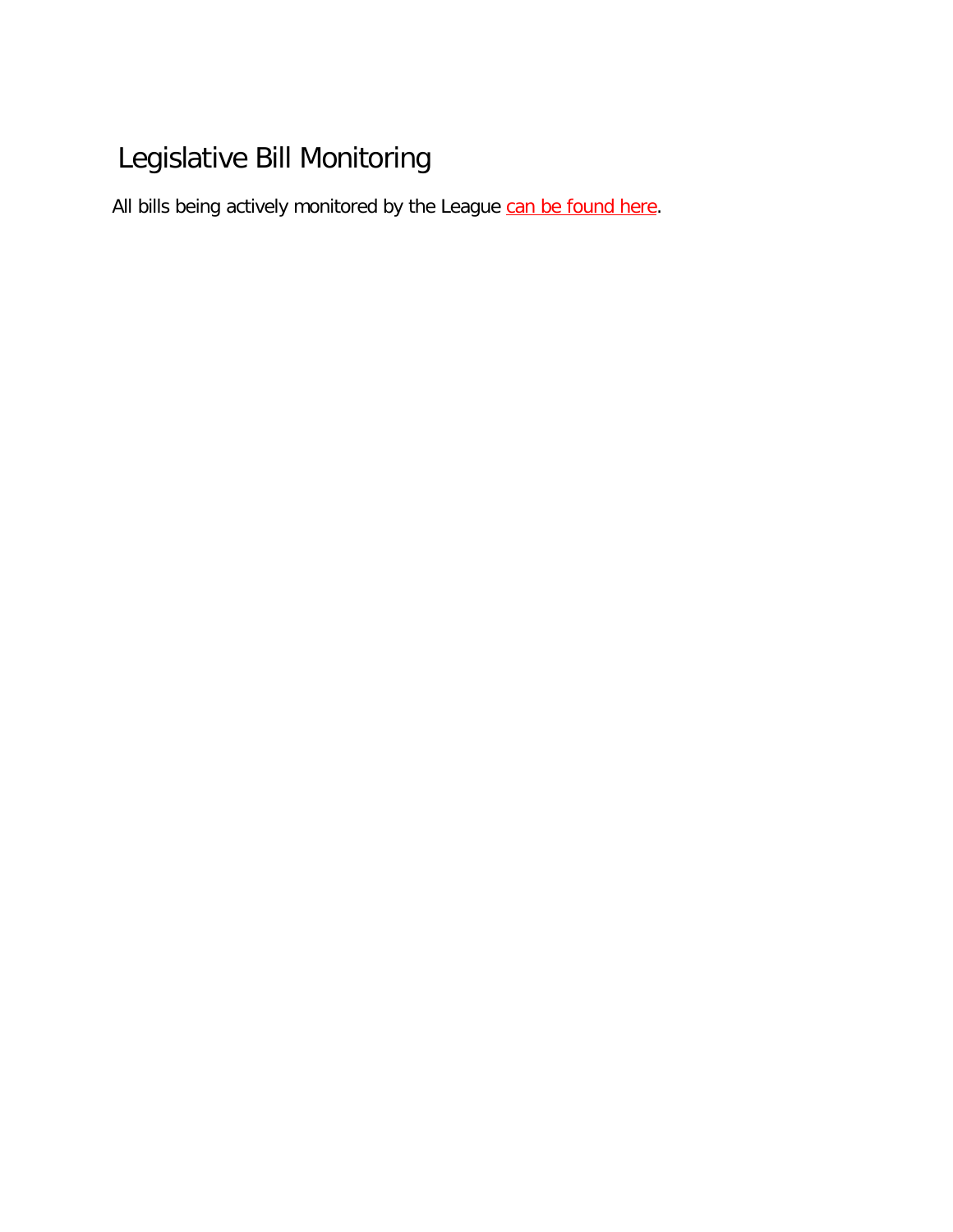# Legislative Bill Monitoring

All bills being actively monitored by the League can be found here.